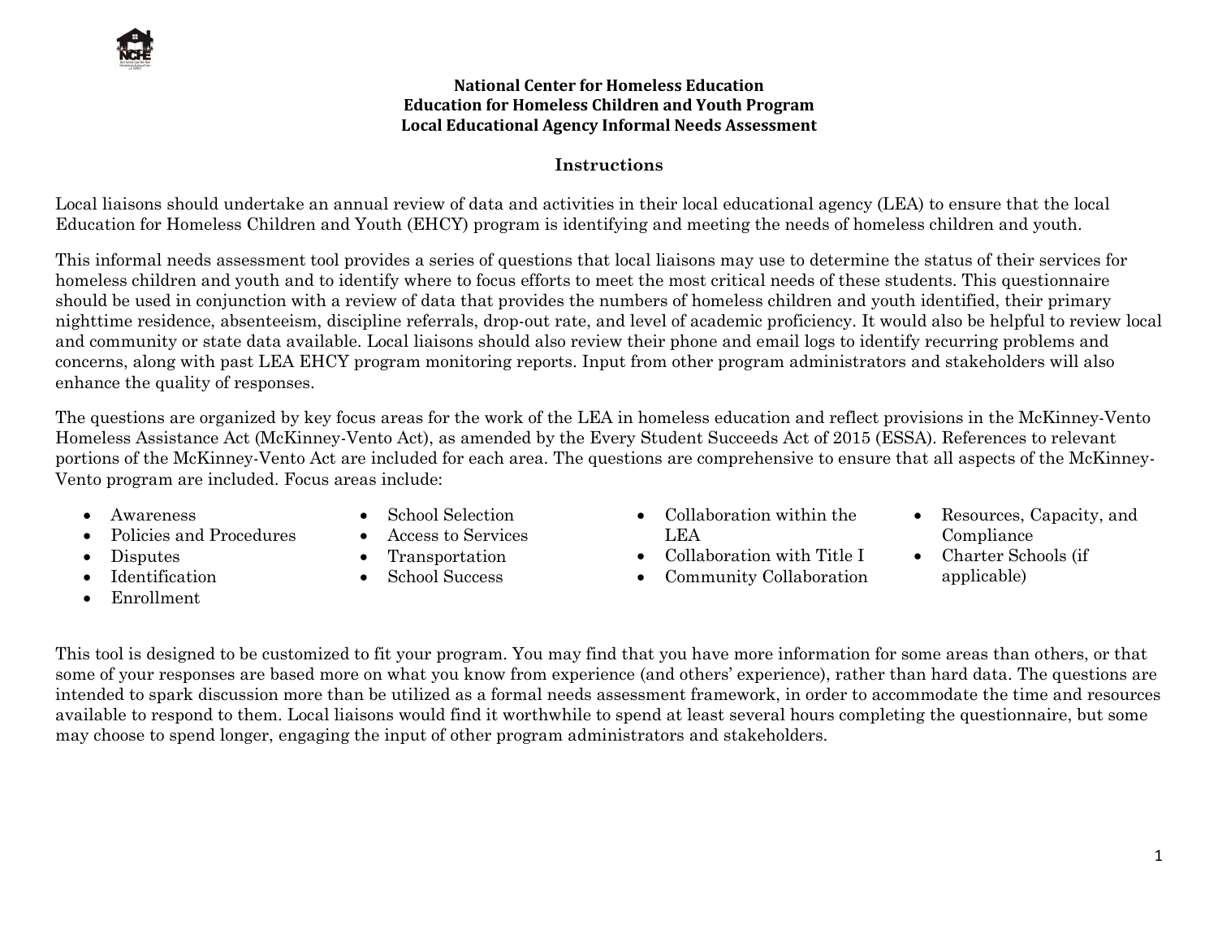# National Center for Homeless Education
## Education for Homeless Children and Youth Program
## Local Educational Agency Informal Needs Assessment

### Instructions

Local liaisons should undertake an annual review of data and activities in their local educational agency (LEA) to ensure that the local Education for Homeless Children and Youth (EHCY) program is identifying and meeting the needs of homeless children and youth.

This informal needs assessment tool provides a series of questions that local liaisons may use to determine the status of their services for homeless children and youth and to identify where to focus efforts to meet the most critical needs of these students. This questionnaire should be used in conjunction with a review of data that provides the numbers of homeless children and youth identified, their primary nighttime residence, absenteeism, discipline referrals, drop-out rate, and level of academic proficiency. It would also be helpful to review local and community or state data available. Local liaisons should also review their phone and email logs to identify recurring problems and concerns, along with past LEA EHCY program monitoring reports. Input from other program administrators and stakeholders will also enhance the quality of responses.

The questions are organized by key focus areas for the work of the LEA in homeless education and reflect provisions in the McKinney-Vento Homeless Assistance Act (McKinney-Vento Act), as amended by the Every Student Succeeds Act of 2015 (ESSA). References to relevant portions of the McKinney-Vento Act are included for each area. The questions are comprehensive to ensure that all aspects of the McKinney-Vento program are included. Focus areas include:

- Awareness
- Policies and Procedures
- Disputes
- Identification
- Enrollment
- School Selection
- Access to Services
- Transportation
- School Success
- Collaboration within the LEA
- Collaboration with Title I
- Community Collaboration
- Resources, Capacity, and Compliance
- Charter Schools (if applicable)

This tool is designed to be customized to fit your program. You may find that you have more information for some areas than others, or that some of your responses are based more on what you know from experience (and others' experience), rather than hard data. The questions are intended to spark discussion more than be utilized as a formal needs assessment framework, in order to accommodate the time and resources available to respond to them. Local liaisons would find it worthwhile to spend at least several hours completing the questionnaire, but some may choose to spend longer, engaging the input of other program administrators and stakeholders.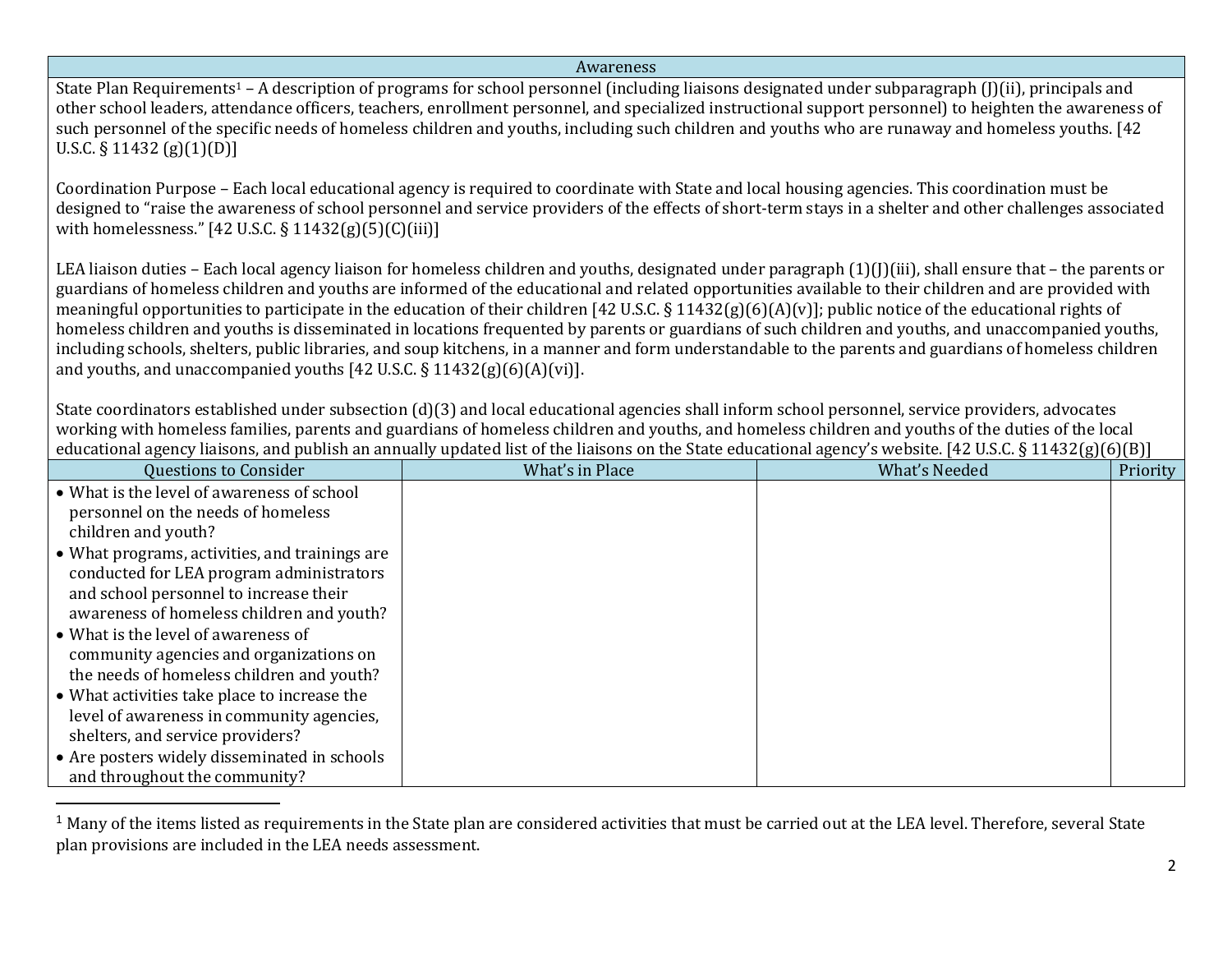## Awareness

State Plan Requirements[1] – A description of programs for school personnel (including liaisons designated under subparagraph (J)(ii), principals and other school leaders, attendance officers, teachers, enrollment personnel, and specialized instructional support personnel) to heighten the awareness of such personnel of the specific needs of homeless children and youths, including such children and youths who are runaway and homeless youths. [42 U.S.C. § 11432 (g)(1)(D)]

Coordination Purpose – Each local educational agency is required to coordinate with State and local housing agencies. This coordination must be designed to "raise the awareness of school personnel and service providers of the effects of short-term stays in a shelter and other challenges associated with homelessness." [42 U.S.C. § 11432(g)(5)(C)(iii)]

LEA liaison duties – Each local agency liaison for homeless children and youths, designated under paragraph (1)(J)(iii), shall ensure that – the parents or guardians of homeless children and youths are informed of the educational and related opportunities available to their children and are provided with meaningful opportunities to participate in the education of their children [42 U.S.C. § 11432(g)(6)(A)(v)]; public notice of the educational rights of homeless children and youths is disseminated in locations frequented by parents or guardians of such children and youths, and unaccompanied youths, including schools, shelters, public libraries, and soup kitchens, in a manner and form understandable to the parents and guardians of homeless children and youths, and unaccompanied youths [42 U.S.C. § 11432(g)(6)(A)(vi)].

State coordinators established under subsection (d)(3) and local educational agencies shall inform school personnel, service providers, advocates working with homeless families, parents and guardians of homeless children and youths, and homeless children and youths of the duties of the local educational agency liaisons, and publish an annually updated list of the liaisons on the State educational agency's website. [42 U.S.C. § 11432(g)(6)(B)]

| Questions to Consider | What's in Place | What's Needed | Priority |
|---|---|---|---|
| • What is the level of awareness of school personnel on the needs of homeless children and youth?<br>• What programs, activities, and trainings are conducted for LEA program administrators and school personnel to increase their awareness of homeless children and youth?<br>• What is the level of awareness of community agencies and organizations on the needs of homeless children and youth?<br>• What activities take place to increase the level of awareness in community agencies, shelters, and service providers?<br>• Are posters widely disseminated in schools and throughout the community? | | | |

[1] Many of the items listed as requirements in the State plan are considered activities that must be carried out at the LEA level. Therefore, several State plan provisions are included in the LEA needs assessment.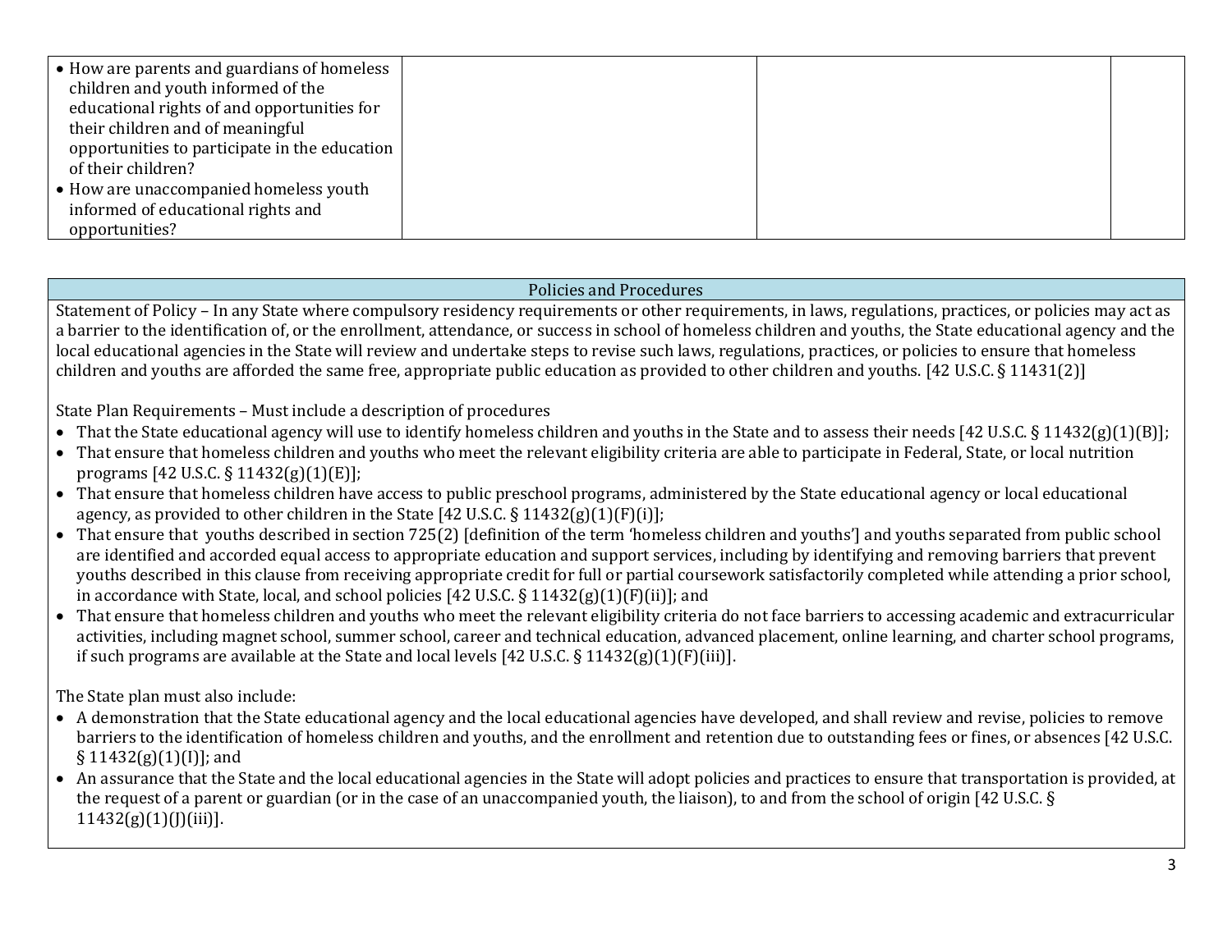| | | | |
|---|---|---|---|
| • How are parents and guardians of homeless children and youth informed of the educational rights of and opportunities for their children and of meaningful opportunities to participate in the education of their children?<br>• How are unaccompanied homeless youth informed of educational rights and opportunities? | | | |

| Policies and Procedures |
|---|
| Statement of Policy – In any State where compulsory residency requirements or other requirements, in laws, regulations, practices, or policies may act as a barrier to the identification of, or the enrollment, attendance, or success in school of homeless children and youths, the State educational agency and the local educational agencies in the State will review and undertake steps to revise such laws, regulations, practices, or policies to ensure that homeless children and youths are afforded the same free, appropriate public education as provided to other children and youths. [42 U.S.C. § 11431(2)]<br><br>State Plan Requirements – Must include a description of procedures<br>• That the State educational agency will use to identify homeless children and youths in the State and to assess their needs [42 U.S.C. § 11432(g)(1)(B)];<br>• That ensure that homeless children and youths who meet the relevant eligibility criteria are able to participate in Federal, State, or local nutrition programs [42 U.S.C. § 11432(g)(1)(E)];<br>• That ensure that homeless children have access to public preschool programs, administered by the State educational agency or local educational agency, as provided to other children in the State [42 U.S.C. § 11432(g)(1)(F)(i)];<br>• That ensure that youths described in section 725(2) [definition of the term 'homeless children and youths'] and youths separated from public school are identified and accorded equal access to appropriate education and support services, including by identifying and removing barriers that prevent youths described in this clause from receiving appropriate credit for full or partial coursework satisfactorily completed while attending a prior school, in accordance with State, local, and school policies [42 U.S.C. § 11432(g)(1)(F)(ii)]; and<br>• That ensure that homeless children and youths who meet the relevant eligibility criteria do not face barriers to accessing academic and extracurricular activities, including magnet school, summer school, career and technical education, advanced placement, online learning, and charter school programs, if such programs are available at the State and local levels [42 U.S.C. § 11432(g)(1)(F)(iii)].<br><br>The State plan must also include:<br>• A demonstration that the State educational agency and the local educational agencies have developed, and shall review and revise, policies to remove barriers to the identification of homeless children and youths, and the enrollment and retention due to outstanding fees or fines, or absences [42 U.S.C. § 11432(g)(1)(I)]; and<br>• An assurance that the State and the local educational agencies in the State will adopt policies and practices to ensure that transportation is provided, at the request of a parent or guardian (or in the case of an unaccompanied youth, the liaison), to and from the school of origin [42 U.S.C. § 11432(g)(1)(J)(iii)]. |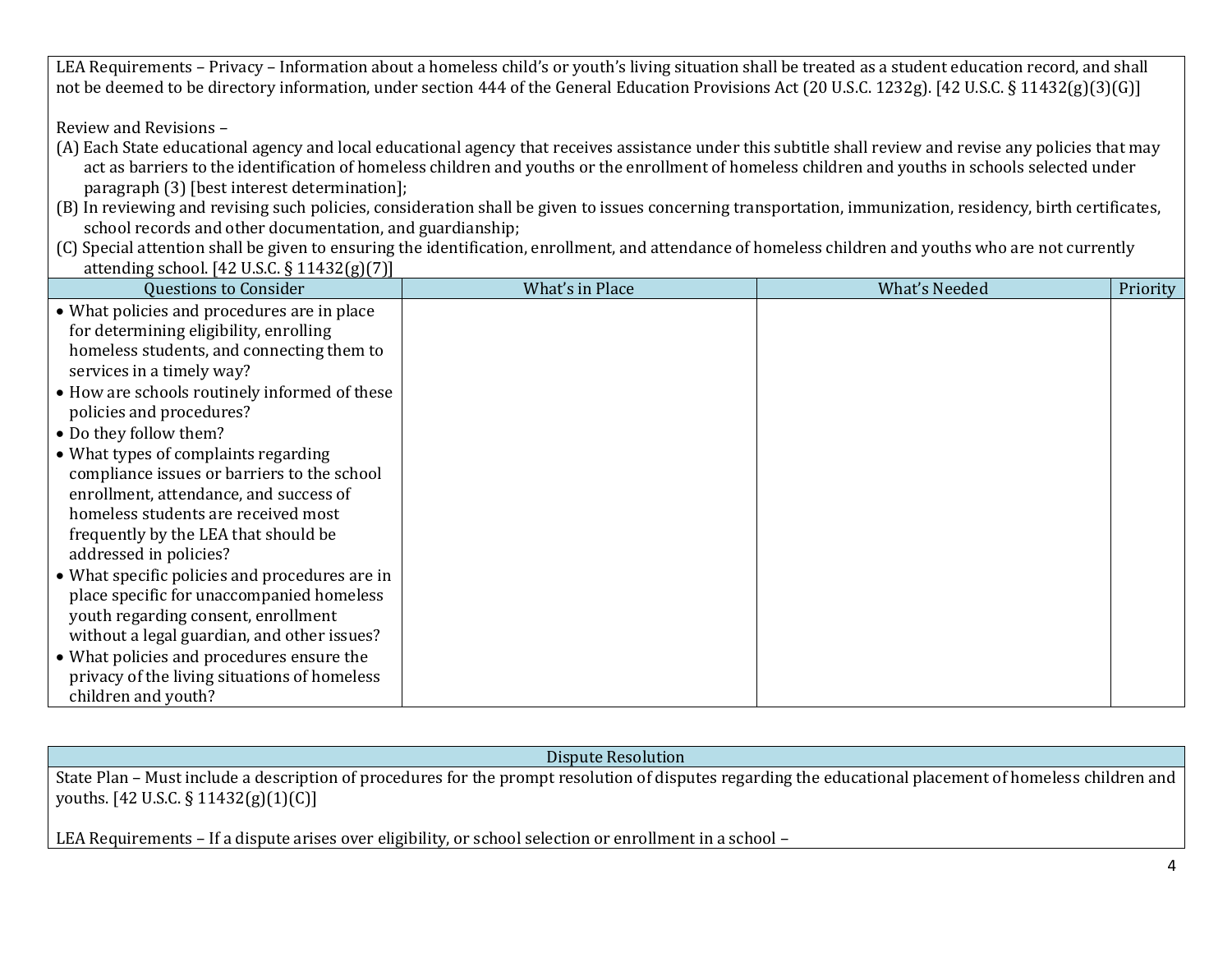LEA Requirements – Privacy – Information about a homeless child's or youth's living situation shall be treated as a student education record, and shall not be deemed to be directory information, under section 444 of the General Education Provisions Act (20 U.S.C. 1232g). [42 U.S.C. § 11432(g)(3)(G)]

Review and Revisions –

(A) Each State educational agency and local educational agency that receives assistance under this subtitle shall review and revise any policies that may act as barriers to the identification of homeless children and youths or the enrollment of homeless children and youths in schools selected under paragraph (3) [best interest determination];

(B) In reviewing and revising such policies, consideration shall be given to issues concerning transportation, immunization, residency, birth certificates, school records and other documentation, and guardianship;

(C) Special attention shall be given to ensuring the identification, enrollment, and attendance of homeless children and youths who are not currently attending school. [42 U.S.C. § 11432(g)(7)]

| Questions to Consider | What's in Place | What's Needed | Priority |
|---|---|---|---|
| • What policies and procedures are in place for determining eligibility, enrolling homeless students, and connecting them to services in a timely way?<br>• How are schools routinely informed of these policies and procedures?<br>• Do they follow them?<br>• What types of complaints regarding compliance issues or barriers to the school enrollment, attendance, and success of homeless students are received most frequently by the LEA that should be addressed in policies?<br>• What specific policies and procedures are in place specific for unaccompanied homeless youth regarding consent, enrollment without a legal guardian, and other issues?<br>• What policies and procedures ensure the privacy of the living situations of homeless children and youth? | | | |

## Dispute Resolution

State Plan – Must include a description of procedures for the prompt resolution of disputes regarding the educational placement of homeless children and youths. [42 U.S.C. § 11432(g)(1)(C)]

LEA Requirements – If a dispute arises over eligibility, or school selection or enrollment in a school –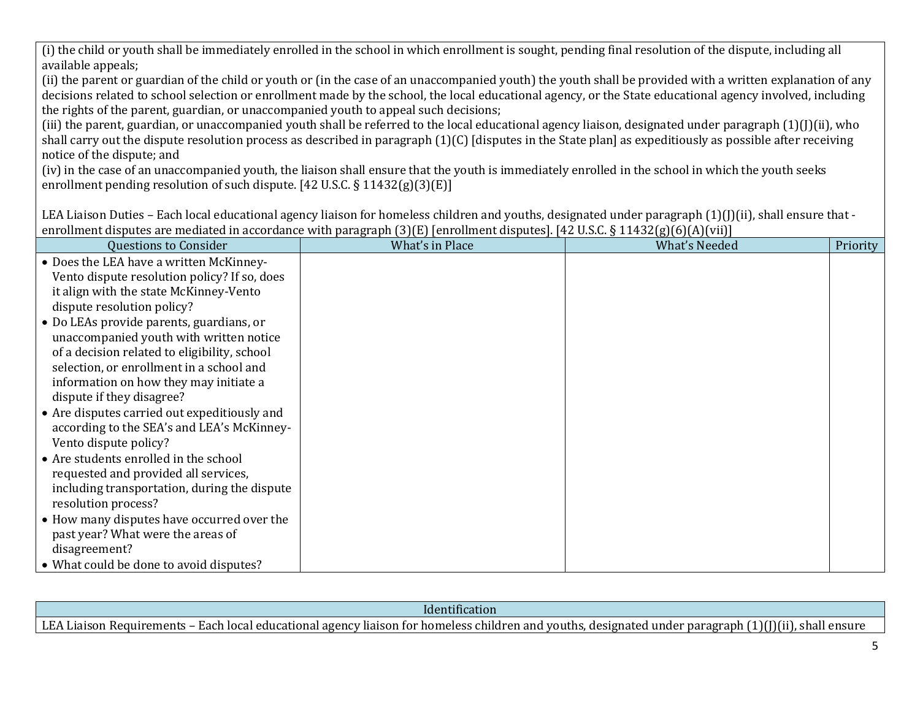(i) the child or youth shall be immediately enrolled in the school in which enrollment is sought, pending final resolution of the dispute, including all available appeals;
(ii) the parent or guardian of the child or youth or (in the case of an unaccompanied youth) the youth shall be provided with a written explanation of any decisions related to school selection or enrollment made by the school, the local educational agency, or the State educational agency involved, including the rights of the parent, guardian, or unaccompanied youth to appeal such decisions;
(iii) the parent, guardian, or unaccompanied youth shall be referred to the local educational agency liaison, designated under paragraph (1)(J)(ii), who shall carry out the dispute resolution process as described in paragraph (1)(C) [disputes in the State plan] as expeditiously as possible after receiving notice of the dispute; and
(iv) in the case of an unaccompanied youth, the liaison shall ensure that the youth is immediately enrolled in the school in which the youth seeks enrollment pending resolution of such dispute. [42 U.S.C. § 11432(g)(3)(E)]

LEA Liaison Duties – Each local educational agency liaison for homeless children and youths, designated under paragraph (1)(J)(ii), shall ensure that - enrollment disputes are mediated in accordance with paragraph (3)(E) [enrollment disputes]. [42 U.S.C. § 11432(g)(6)(A)(vii)]

| Questions to Consider | What's in Place | What's Needed | Priority |
|---|---|---|---|
| • Does the LEA have a written McKinney-Vento dispute resolution policy? If so, does it align with the state McKinney-Vento dispute resolution policy?<br>• Do LEAs provide parents, guardians, or unaccompanied youth with written notice of a decision related to eligibility, school selection, or enrollment in a school and information on how they may initiate a dispute if they disagree?<br>• Are disputes carried out expeditiously and according to the SEA's and LEA's McKinney-Vento dispute policy?<br>• Are students enrolled in the school requested and provided all services, including transportation, during the dispute resolution process?<br>• How many disputes have occurred over the past year? What were the areas of disagreement?<br>• What could be done to avoid disputes? | | | |

| Identification |
|---|
| LEA Liaison Requirements – Each local educational agency liaison for homeless children and youths, designated under paragraph (1)(J)(ii), shall ensure |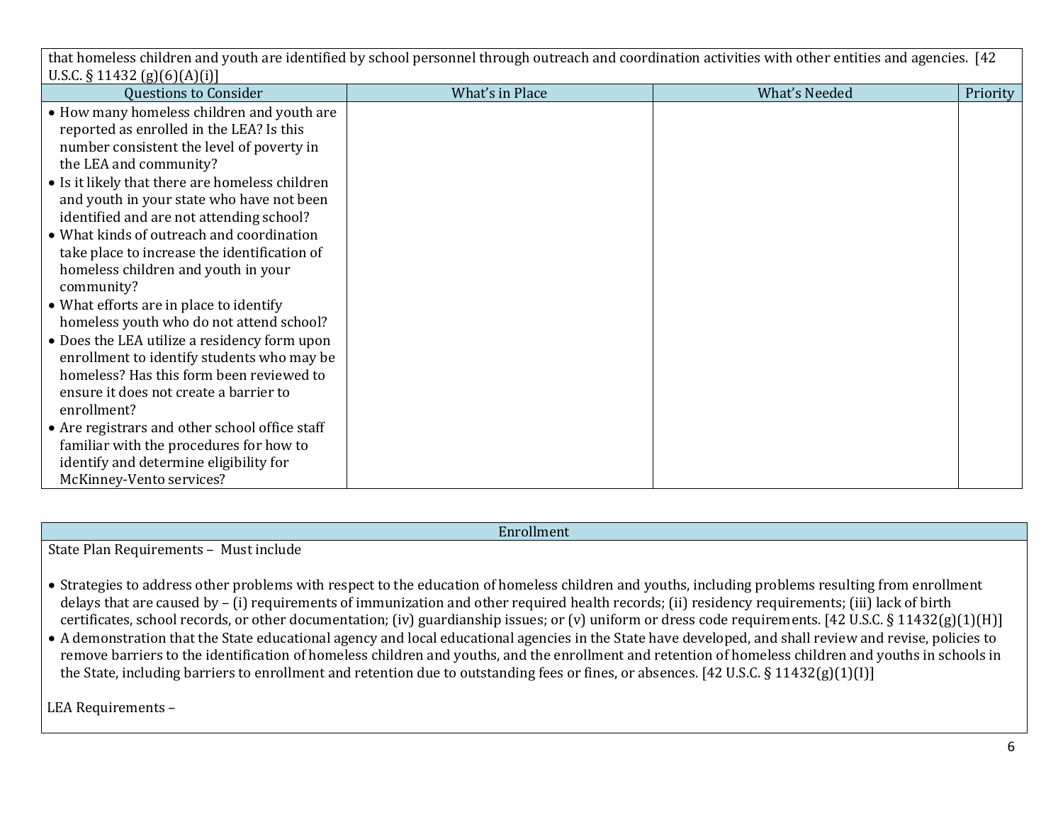that homeless children and youth are identified by school personnel through outreach and coordination activities with other entities and agencies. [42 U.S.C. § 11432 (g)(6)(A)(i)]

| Questions to Consider | What's in Place | What's Needed | Priority |
|---|---|---|---|
| • How many homeless children and youth are reported as enrolled in the LEA? Is this number consistent the level of poverty in the LEA and community?<br>• Is it likely that there are homeless children and youth in your state who have not been identified and are not attending school?<br>• What kinds of outreach and coordination take place to increase the identification of homeless children and youth in your community?<br>• What efforts are in place to identify homeless youth who do not attend school?<br>• Does the LEA utilize a residency form upon enrollment to identify students who may be homeless? Has this form been reviewed to ensure it does not create a barrier to enrollment?<br>• Are registrars and other school office staff familiar with the procedures for how to identify and determine eligibility for McKinney-Vento services? | | | |

## Enrollment

State Plan Requirements – Must include

- Strategies to address other problems with respect to the education of homeless children and youths, including problems resulting from enrollment delays that are caused by – (i) requirements of immunization and other required health records; (ii) residency requirements; (iii) lack of birth certificates, school records, or other documentation; (iv) guardianship issues; or (v) uniform or dress code requirements. [42 U.S.C. § 11432(g)(1)(H)]
- A demonstration that the State educational agency and local educational agencies in the State have developed, and shall review and revise, policies to remove barriers to the identification of homeless children and youths, and the enrollment and retention of homeless children and youths in schools in the State, including barriers to enrollment and retention due to outstanding fees or fines, or absences. [42 U.S.C. § 11432(g)(1)(I)]

LEA Requirements –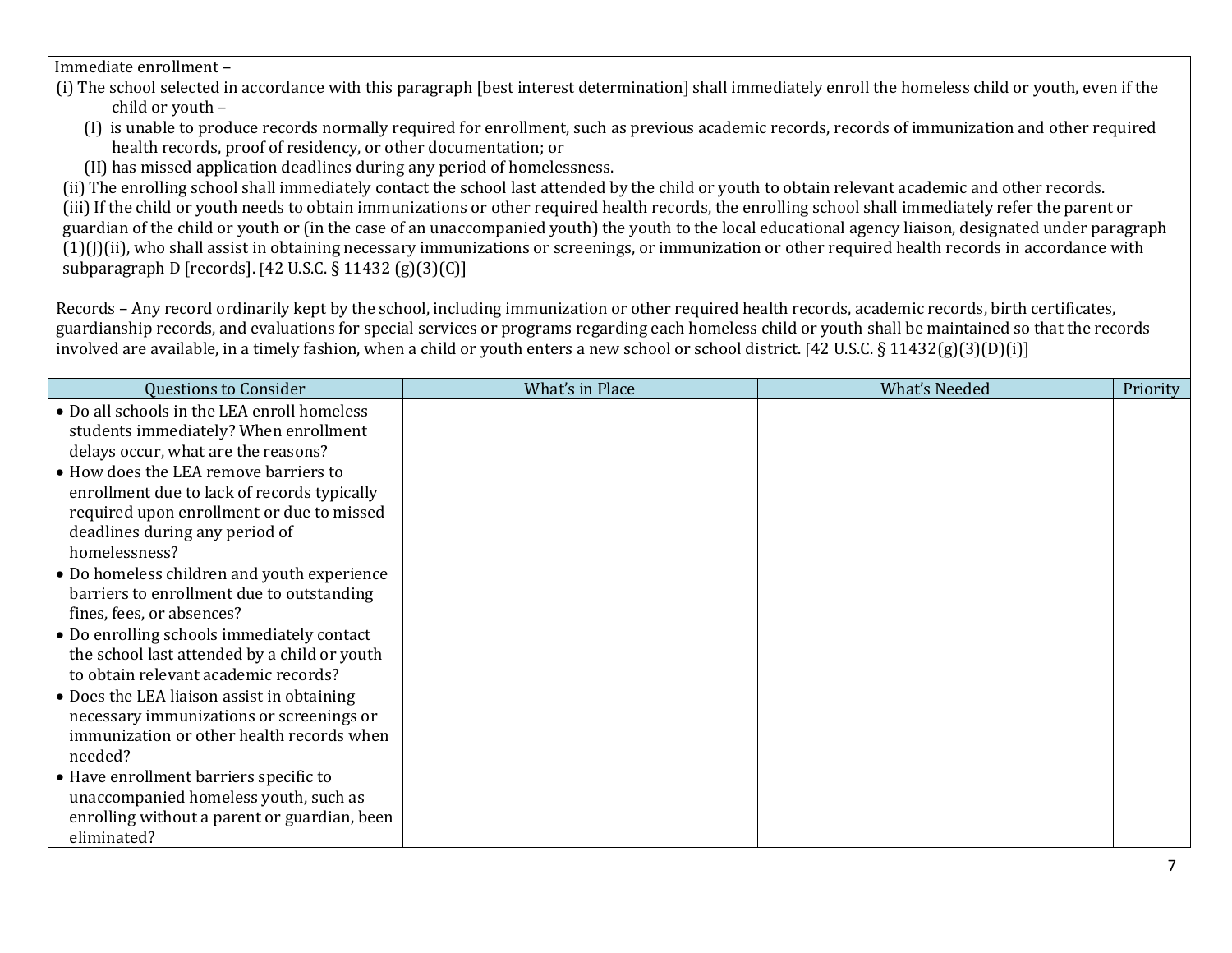Immediate enrollment –

(i) The school selected in accordance with this paragraph [best interest determination] shall immediately enroll the homeless child or youth, even if the child or youth –

(I) is unable to produce records normally required for enrollment, such as previous academic records, records of immunization and other required health records, proof of residency, or other documentation; or

(II) has missed application deadlines during any period of homelessness.

(ii) The enrolling school shall immediately contact the school last attended by the child or youth to obtain relevant academic and other records.

(iii) If the child or youth needs to obtain immunizations or other required health records, the enrolling school shall immediately refer the parent or guardian of the child or youth or (in the case of an unaccompanied youth) the youth to the local educational agency liaison, designated under paragraph (1)(J)(ii), who shall assist in obtaining necessary immunizations or screenings, or immunization or other required health records in accordance with subparagraph D [records]. [42 U.S.C. § 11432 (g)(3)(C)]

Records – Any record ordinarily kept by the school, including immunization or other required health records, academic records, birth certificates, guardianship records, and evaluations for special services or programs regarding each homeless child or youth shall be maintained so that the records involved are available, in a timely fashion, when a child or youth enters a new school or school district. [42 U.S.C. § 11432(g)(3)(D)(i)]

| Questions to Consider | What's in Place | What's Needed | Priority |
|---|---|---|---|
| • Do all schools in the LEA enroll homeless students immediately? When enrollment delays occur, what are the reasons?<br>• How does the LEA remove barriers to enrollment due to lack of records typically required upon enrollment or due to missed deadlines during any period of homelessness?<br>• Do homeless children and youth experience barriers to enrollment due to outstanding fines, fees, or absences?<br>• Do enrolling schools immediately contact the school last attended by a child or youth to obtain relevant academic records?<br>• Does the LEA liaison assist in obtaining necessary immunizations or screenings or immunization or other health records when needed?<br>• Have enrollment barriers specific to unaccompanied homeless youth, such as enrolling without a parent or guardian, been eliminated? | | | |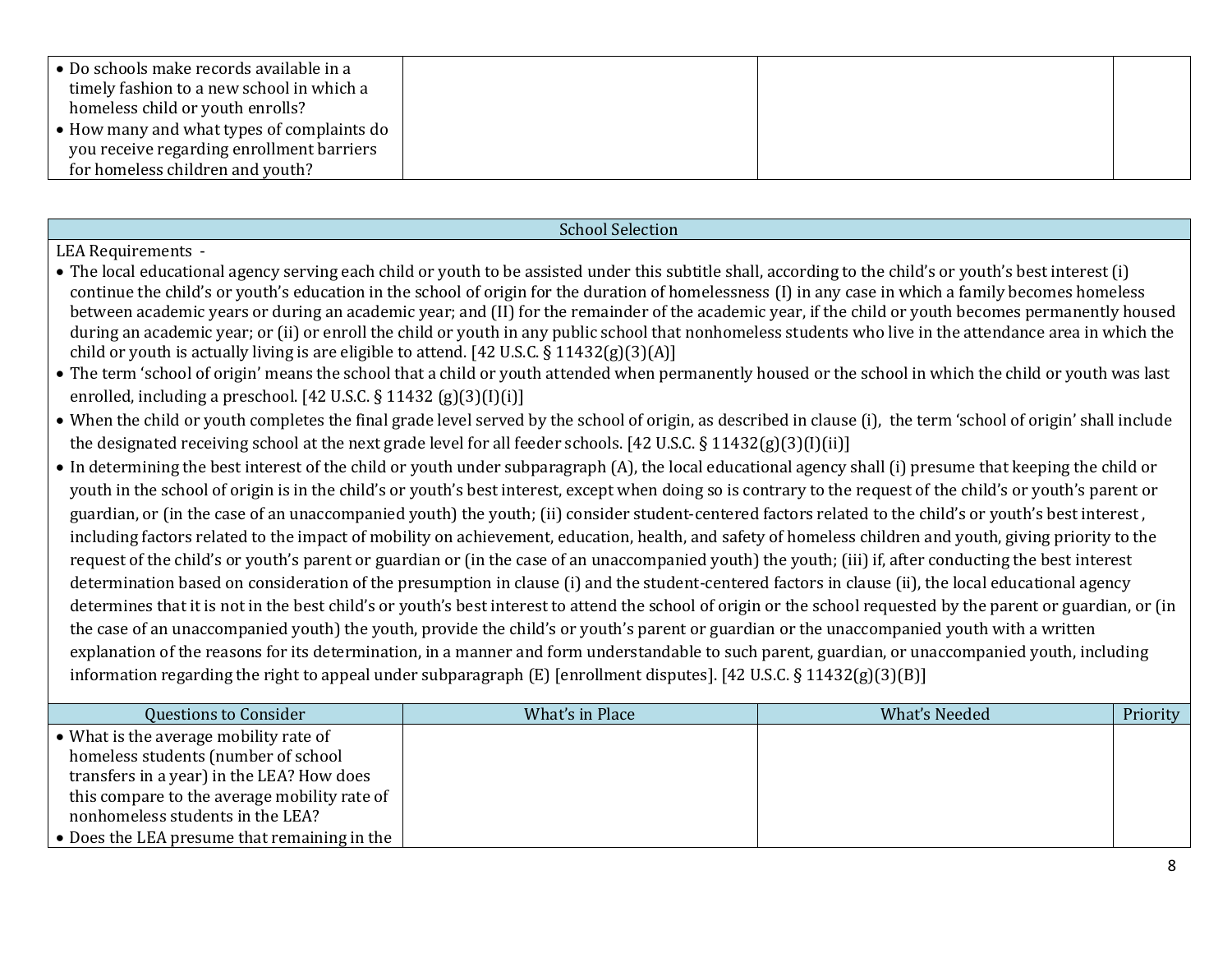| Questions to Consider | What's in Place | What's Needed | Priority |
| --- | --- | --- | --- |
| • Do schools make records available in a timely fashion to a new school in which a homeless child or youth enrolls?<br>• How many and what types of complaints do you receive regarding enrollment barriers for homeless children and youth? | | | |

| School Selection | | | |
| --- | --- | --- | --- |
| LEA Requirements -<br>• The local educational agency serving each child or youth to be assisted under this subtitle shall, according to the child's or youth's best interest (i) continue the child's or youth's education in the school of origin for the duration of homelessness (I) in any case in which a family becomes homeless between academic years or during an academic year; and (II) for the remainder of the academic year, if the child or youth becomes permanently housed during an academic year; or (ii) or enroll the child or youth in any public school that nonhomeless students who live in the attendance area in which the child or youth is actually living is are eligible to attend. [42 U.S.C. § 11432(g)(3)(A)]<br>• The term 'school of origin' means the school that a child or youth attended when permanently housed or the school in which the child or youth was last enrolled, including a preschool. [42 U.S.C. § 11432 (g)(3)(I)(i)]<br>• When the child or youth completes the final grade level served by the school of origin, as described in clause (i), the term 'school of origin' shall include the designated receiving school at the next grade level for all feeder schools. [42 U.S.C. § 11432(g)(3)(I)(ii)]<br>• In determining the best interest of the child or youth under subparagraph (A), the local educational agency shall (i) presume that keeping the child or youth in the school of origin is in the child's or youth's best interest, except when doing so is contrary to the request of the child's or youth's parent or guardian, or (in the case of an unaccompanied youth) the youth; (ii) consider student-centered factors related to the child's or youth's best interest , including factors related to the impact of mobility on achievement, education, health, and safety of homeless children and youth, giving priority to the request of the child's or youth's parent or guardian or (in the case of an unaccompanied youth) the youth; (iii) if, after conducting the best interest determination based on consideration of the presumption in clause (i) and the student-centered factors in clause (ii), the local educational agency determines that it is not in the best child's or youth's best interest to attend the school of origin or the school requested by the parent or guardian, or (in the case of an unaccompanied youth) the youth, provide the child's or youth's parent or guardian or the unaccompanied youth with a written explanation of the reasons for its determination, in a manner and form understandable to such parent, guardian, or unaccompanied youth, including information regarding the right to appeal under subparagraph (E) [enrollment disputes]. [42 U.S.C. § 11432(g)(3)(B)] | | | |
| **Questions to Consider** | **What's in Place** | **What's Needed** | **Priority** |
| • What is the average mobility rate of homeless students (number of school transfers in a year) in the LEA? How does this compare to the average mobility rate of nonhomeless students in the LEA?<br>• Does the LEA presume that remaining in the | | | |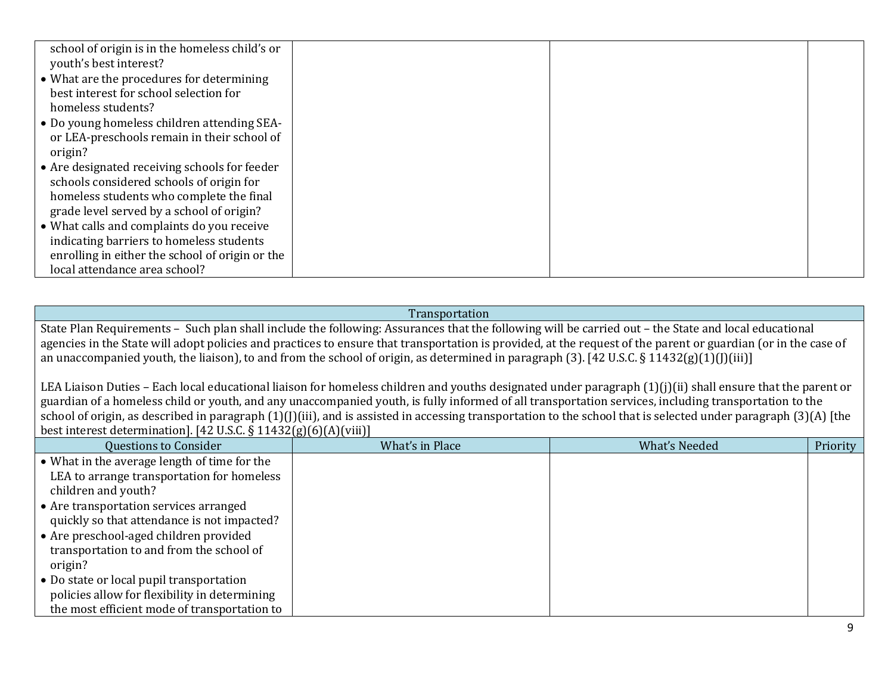| Questions to Consider | What's in Place | What's Needed | Priority |
|---|---|---|---|
| school of origin is in the homeless child's or youth's best interest?<br>• What are the procedures for determining best interest for school selection for homeless students?<br>• Do young homeless children attending SEA- or LEA-preschools remain in their school of origin?<br>• Are designated receiving schools for feeder schools considered schools of origin for homeless students who complete the final grade level served by a school of origin?<br>• What calls and complaints do you receive indicating barriers to homeless students enrolling in either the school of origin or the local attendance area school? | | | |

| Transportation | | | |
|---|---|---|---|
| State Plan Requirements – Such plan shall include the following: Assurances that the following will be carried out – the State and local educational agencies in the State will adopt policies and practices to ensure that transportation is provided, at the request of the parent or guardian (or in the case of an unaccompanied youth, the liaison), to and from the school of origin, as determined in paragraph (3). [42 U.S.C. § 11432(g)(1)(J)(iii)]<br><br>LEA Liaison Duties – Each local educational liaison for homeless children and youths designated under paragraph (1)(j)(ii) shall ensure that the parent or guardian of a homeless child or youth, and any unaccompanied youth, is fully informed of all transportation services, including transportation to the school of origin, as described in paragraph (1)(J)(iii), and is assisted in accessing transportation to the school that is selected under paragraph (3)(A) [the best interest determination]. [42 U.S.C. § 11432(g)(6)(A)(viii)] | | | |
| **Questions to Consider** | **What's in Place** | **What's Needed** | **Priority** |
| • What in the average length of time for the LEA to arrange transportation for homeless children and youth?<br>• Are transportation services arranged quickly so that attendance is not impacted?<br>• Are preschool-aged children provided transportation to and from the school of origin?<br>• Do state or local pupil transportation policies allow for flexibility in determining the most efficient mode of transportation to | | | |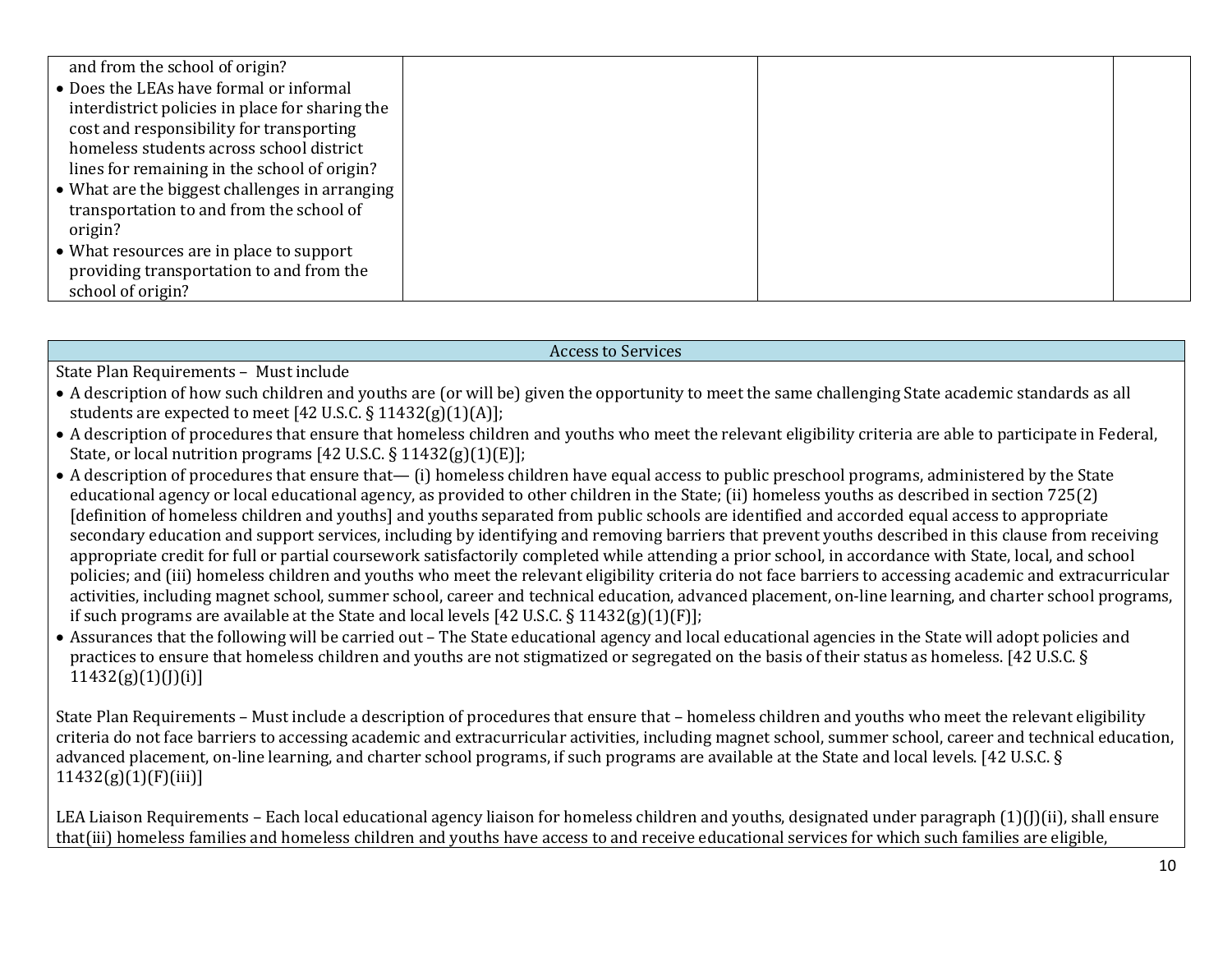| | | | |
|---|---|---|---|
| and from the school of origin?<br>• Does the LEAs have formal or informal interdistrict policies in place for sharing the cost and responsibility for transporting homeless students across school district lines for remaining in the school of origin?<br>• What are the biggest challenges in arranging transportation to and from the school of origin?<br>• What resources are in place to support providing transportation to and from the school of origin? | | | |

| Access to Services |
|---|
| State Plan Requirements – Must include<br>• A description of how such children and youths are (or will be) given the opportunity to meet the same challenging State academic standards as all students are expected to meet [42 U.S.C. § 11432(g)(1)(A)];<br>• A description of procedures that ensure that homeless children and youths who meet the relevant eligibility criteria are able to participate in Federal, State, or local nutrition programs [42 U.S.C. § 11432(g)(1)(E)];<br>• A description of procedures that ensure that— (i) homeless children have equal access to public preschool programs, administered by the State educational agency or local educational agency, as provided to other children in the State; (ii) homeless youths as described in section 725(2) [definition of homeless children and youths] and youths separated from public schools are identified and accorded equal access to appropriate secondary education and support services, including by identifying and removing barriers that prevent youths described in this clause from receiving appropriate credit for full or partial coursework satisfactorily completed while attending a prior school, in accordance with State, local, and school policies; and (iii) homeless children and youths who meet the relevant eligibility criteria do not face barriers to accessing academic and extracurricular activities, including magnet school, summer school, career and technical education, advanced placement, on-line learning, and charter school programs, if such programs are available at the State and local levels [42 U.S.C. § 11432(g)(1)(F)];<br>• Assurances that the following will be carried out – The State educational agency and local educational agencies in the State will adopt policies and practices to ensure that homeless children and youths are not stigmatized or segregated on the basis of their status as homeless. [42 U.S.C. § 11432(g)(1)(J)(i)]<br><br>State Plan Requirements – Must include a description of procedures that ensure that – homeless children and youths who meet the relevant eligibility criteria do not face barriers to accessing academic and extracurricular activities, including magnet school, summer school, career and technical education, advanced placement, on-line learning, and charter school programs, if such programs are available at the State and local levels. [42 U.S.C. § 11432(g)(1)(F)(iii)]<br><br>LEA Liaison Requirements – Each local educational agency liaison for homeless children and youths, designated under paragraph (1)(J)(ii), shall ensure that(iii) homeless families and homeless children and youths have access to and receive educational services for which such families are eligible, |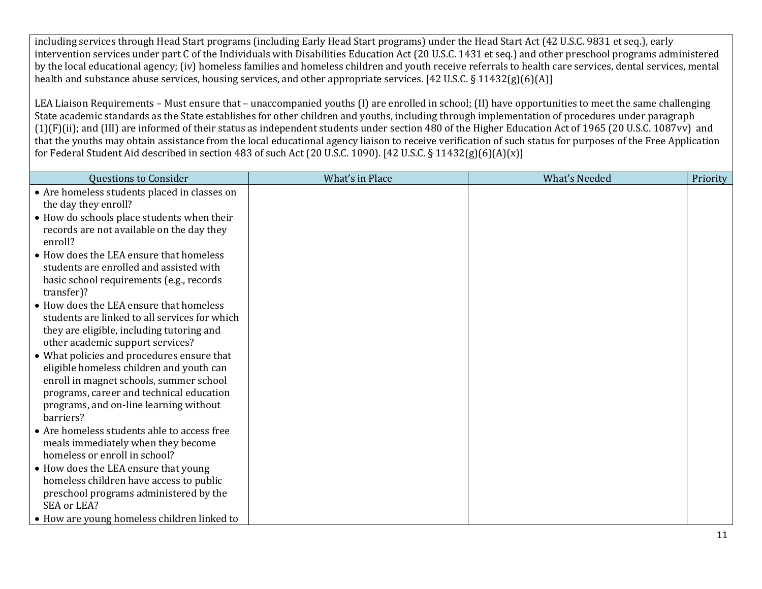including services through Head Start programs (including Early Head Start programs) under the Head Start Act (42 U.S.C. 9831 et seq.), early intervention services under part C of the Individuals with Disabilities Education Act (20 U.S.C. 1431 et seq.) and other preschool programs administered by the local educational agency; (iv) homeless families and homeless children and youth receive referrals to health care services, dental services, mental health and substance abuse services, housing services, and other appropriate services. [42 U.S.C. § 11432(g)(6)(A)]

LEA Liaison Requirements – Must ensure that – unaccompanied youths (I) are enrolled in school; (II) have opportunities to meet the same challenging State academic standards as the State establishes for other children and youths, including through implementation of procedures under paragraph (1)(F)(ii); and (III) are informed of their status as independent students under section 480 of the Higher Education Act of 1965 (20 U.S.C. 1087vv) and that the youths may obtain assistance from the local educational agency liaison to receive verification of such status for purposes of the Free Application for Federal Student Aid described in section 483 of such Act (20 U.S.C. 1090). [42 U.S.C. § 11432(g)(6)(A)(x)]

| Questions to Consider | What's in Place | What's Needed | Priority |
|---|---|---|---|
| • Are homeless students placed in classes on the day they enroll?<br>• How do schools place students when their records are not available on the day they enroll?<br>• How does the LEA ensure that homeless students are enrolled and assisted with basic school requirements (e.g., records transfer)?<br>• How does the LEA ensure that homeless students are linked to all services for which they are eligible, including tutoring and other academic support services?<br>• What policies and procedures ensure that eligible homeless children and youth can enroll in magnet schools, summer school programs, career and technical education programs, and on-line learning without barriers?<br>• Are homeless students able to access free meals immediately when they become homeless or enroll in school?<br>• How does the LEA ensure that young homeless children have access to public preschool programs administered by the SEA or LEA?<br>• How are young homeless children linked to | | | |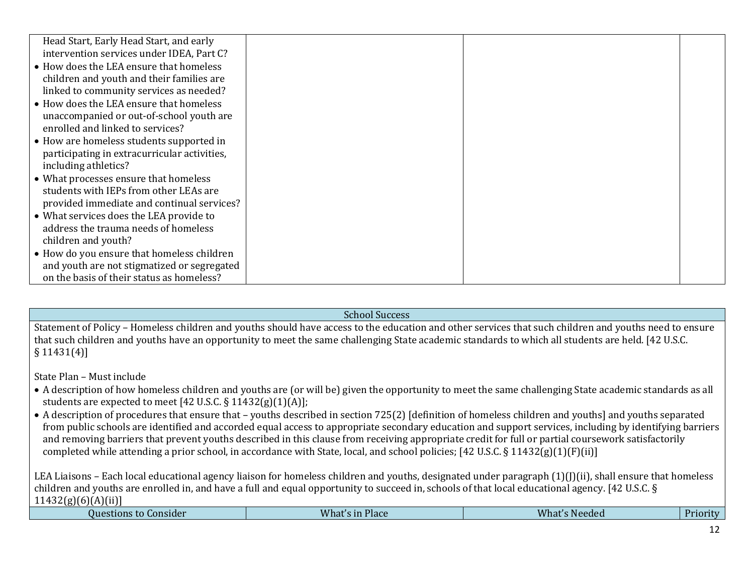| Questions to Consider | What's in Place | What's Needed | Priority |
|---|---|---|---|
| Head Start, Early Head Start, and early intervention services under IDEA, Part C?<br>• How does the LEA ensure that homeless children and youth and their families are linked to community services as needed?<br>• How does the LEA ensure that homeless unaccompanied or out-of-school youth are enrolled and linked to services?<br>• How are homeless students supported in participating in extracurricular activities, including athletics?<br>• What processes ensure that homeless students with IEPs from other LEAs are provided immediate and continual services?<br>• What services does the LEA provide to address the trauma needs of homeless children and youth?<br>• How do you ensure that homeless children and youth are not stigmatized or segregated on the basis of their status as homeless? | | | |

## School Success

Statement of Policy – Homeless children and youths should have access to the education and other services that such children and youths need to ensure that such children and youths have an opportunity to meet the same challenging State academic standards to which all students are held. [42 U.S.C. § 11431(4)]

State Plan – Must include

- A description of how homeless children and youths are (or will be) given the opportunity to meet the same challenging State academic standards as all students are expected to meet [42 U.S.C. § 11432(g)(1)(A)];
- A description of procedures that ensure that – youths described in section 725(2) [definition of homeless children and youths] and youths separated from public schools are identified and accorded equal access to appropriate secondary education and support services, including by identifying barriers and removing barriers that prevent youths described in this clause from receiving appropriate credit for full or partial coursework satisfactorily completed while attending a prior school, in accordance with State, local, and school policies; [42 U.S.C. § 11432(g)(1)(F)(ii)]

LEA Liaisons – Each local educational agency liaison for homeless children and youths, designated under paragraph (1)(J)(ii), shall ensure that homeless children and youths are enrolled in, and have a full and equal opportunity to succeed in, schools of that local educational agency. [42 U.S.C. § 11432(g)(6)(A)(ii)]

| Questions to Consider | What's in Place | What's Needed | Priority |
|---|---|---|---|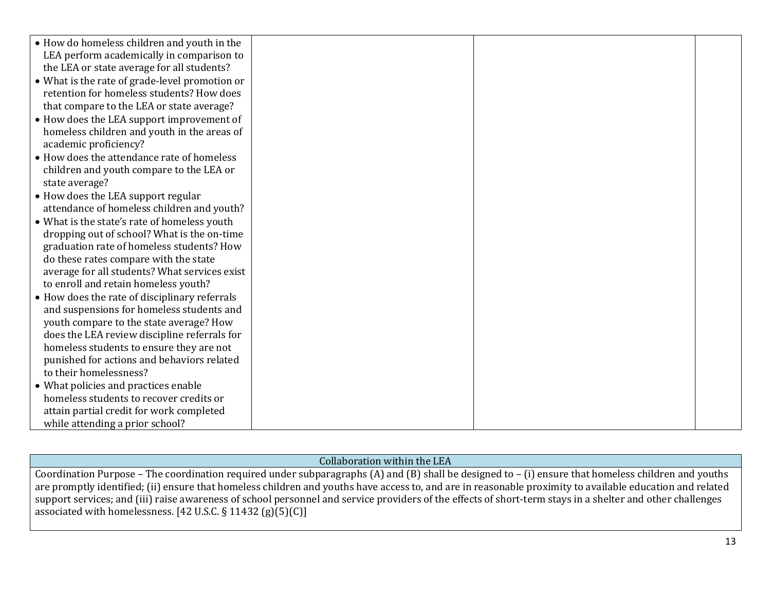| | | | |
|---|---|---|---|
| • How do homeless children and youth in the LEA perform academically in comparison to the LEA or state average for all students?<br>• What is the rate of grade-level promotion or retention for homeless students? How does that compare to the LEA or state average?<br>• How does the LEA support improvement of homeless children and youth in the areas of academic proficiency?<br>• How does the attendance rate of homeless children and youth compare to the LEA or state average?<br>• How does the LEA support regular attendance of homeless children and youth?<br>• What is the state's rate of homeless youth dropping out of school? What is the on-time graduation rate of homeless students? How do these rates compare with the state average for all students? What services exist to enroll and retain homeless youth?<br>• How does the rate of disciplinary referrals and suspensions for homeless students and youth compare to the state average? How does the LEA review discipline referrals for homeless students to ensure they are not punished for actions and behaviors related to their homelessness?<br>• What policies and practices enable homeless students to recover credits or attain partial credit for work completed while attending a prior school? | | | |

| Collaboration within the LEA |
|---|
| Coordination Purpose – The coordination required under subparagraphs (A) and (B) shall be designed to – (i) ensure that homeless children and youths are promptly identified; (ii) ensure that homeless children and youths have access to, and are in reasonable proximity to available education and related support services; and (iii) raise awareness of school personnel and service providers of the effects of short-term stays in a shelter and other challenges associated with homelessness. [42 U.S.C. § 11432 (g)(5)(C)] |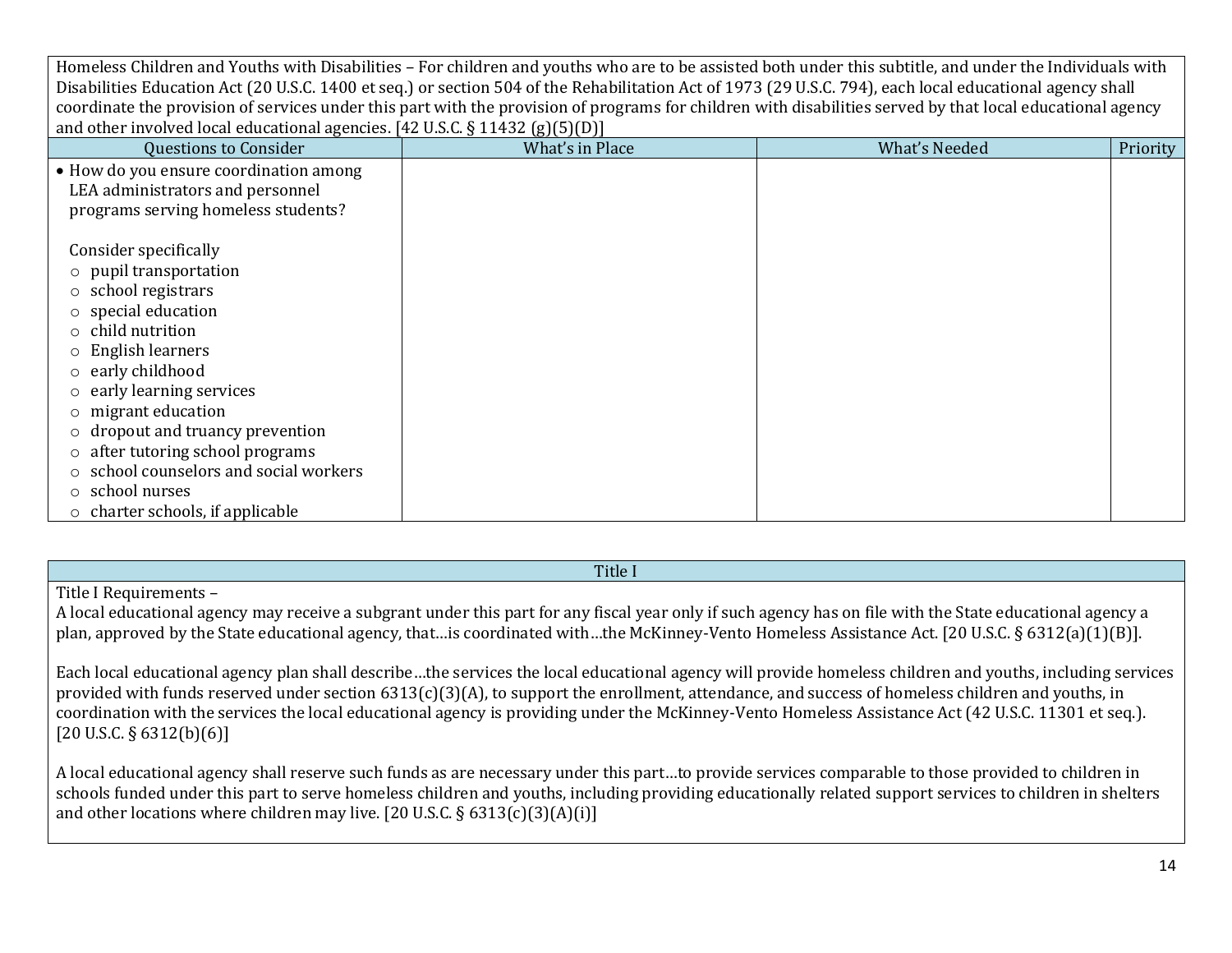Homeless Children and Youths with Disabilities – For children and youths who are to be assisted both under this subtitle, and under the Individuals with Disabilities Education Act (20 U.S.C. 1400 et seq.) or section 504 of the Rehabilitation Act of 1973 (29 U.S.C. 794), each local educational agency shall coordinate the provision of services under this part with the provision of programs for children with disabilities served by that local educational agency and other involved local educational agencies. [42 U.S.C. § 11432 (g)(5)(D)]

| Questions to Consider | What's in Place | What's Needed | Priority |
|---|---|---|---|
| • How do you ensure coordination among LEA administrators and personnel programs serving homeless students?<br><br>Consider specifically<br>○ pupil transportation<br>○ school registrars<br>○ special education<br>○ child nutrition<br>○ English learners<br>○ early childhood<br>○ early learning services<br>○ migrant education<br>○ dropout and truancy prevention<br>○ after tutoring school programs<br>○ school counselors and social workers<br>○ school nurses<br>○ charter schools, if applicable | | | |

## Title I

Title I Requirements –

A local educational agency may receive a subgrant under this part for any fiscal year only if such agency has on file with the State educational agency a plan, approved by the State educational agency, that…is coordinated with…the McKinney-Vento Homeless Assistance Act. [20 U.S.C. § 6312(a)(1)(B)].

Each local educational agency plan shall describe…the services the local educational agency will provide homeless children and youths, including services provided with funds reserved under section 6313(c)(3)(A), to support the enrollment, attendance, and success of homeless children and youths, in coordination with the services the local educational agency is providing under the McKinney-Vento Homeless Assistance Act (42 U.S.C. 11301 et seq.). [20 U.S.C. § 6312(b)(6)]

A local educational agency shall reserve such funds as are necessary under this part…to provide services comparable to those provided to children in schools funded under this part to serve homeless children and youths, including providing educationally related support services to children in shelters and other locations where children may live. [20 U.S.C. § 6313(c)(3)(A)(i)]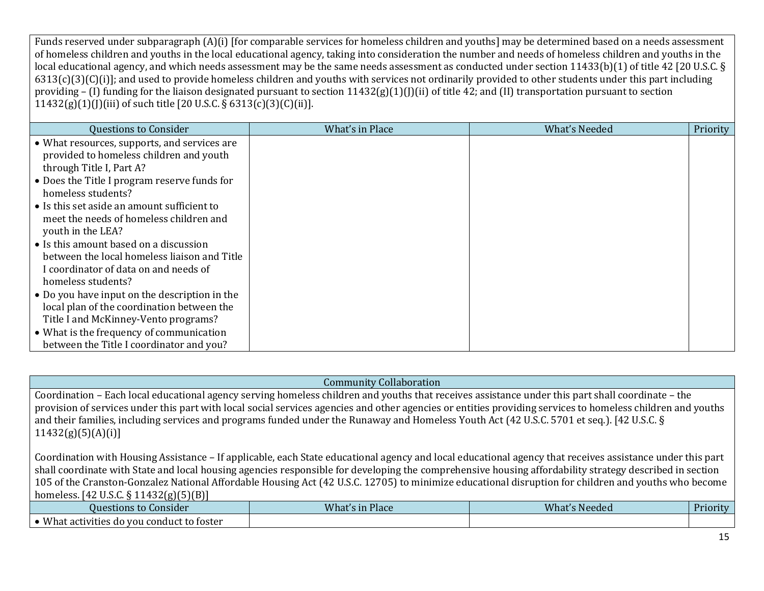Funds reserved under subparagraph (A)(i) [for comparable services for homeless children and youths] may be determined based on a needs assessment of homeless children and youths in the local educational agency, taking into consideration the number and needs of homeless children and youths in the local educational agency, and which needs assessment may be the same needs assessment as conducted under section 11433(b)(1) of title 42 [20 U.S.C. § 6313(c)(3)(C)(i)]; and used to provide homeless children and youths with services not ordinarily provided to other students under this part including providing – (I) funding for the liaison designated pursuant to section 11432(g)(1)(J)(ii) of title 42; and (II) transportation pursuant to section 11432(g)(1)(J)(iii) of such title [20 U.S.C. § 6313(c)(3)(C)(ii)].

| Questions to Consider | What's in Place | What's Needed | Priority |
|---|---|---|---|
| • What resources, supports, and services are provided to homeless children and youth through Title I, Part A?<br>• Does the Title I program reserve funds for homeless students?<br>• Is this set aside an amount sufficient to meet the needs of homeless children and youth in the LEA?<br>• Is this amount based on a discussion between the local homeless liaison and Title I coordinator of data on and needs of homeless students?<br>• Do you have input on the description in the local plan of the coordination between the Title I and McKinney-Vento programs?<br>• What is the frequency of communication between the Title I coordinator and you? | | | |

## Community Collaboration

Coordination – Each local educational agency serving homeless children and youths that receives assistance under this part shall coordinate – the provision of services under this part with local social services agencies and other agencies or entities providing services to homeless children and youths and their families, including services and programs funded under the Runaway and Homeless Youth Act (42 U.S.C. 5701 et seq.). [42 U.S.C. § 11432(g)(5)(A)(i)]

Coordination with Housing Assistance – If applicable, each State educational agency and local educational agency that receives assistance under this part shall coordinate with State and local housing agencies responsible for developing the comprehensive housing affordability strategy described in section 105 of the Cranston-Gonzalez National Affordable Housing Act (42 U.S.C. 12705) to minimize educational disruption for children and youths who become homeless. [42 U.S.C. § 11432(g)(5)(B)]

| Questions to Consider | What's in Place | What's Needed | Priority |
|---|---|---|---|
| • What activities do you conduct to foster | | | |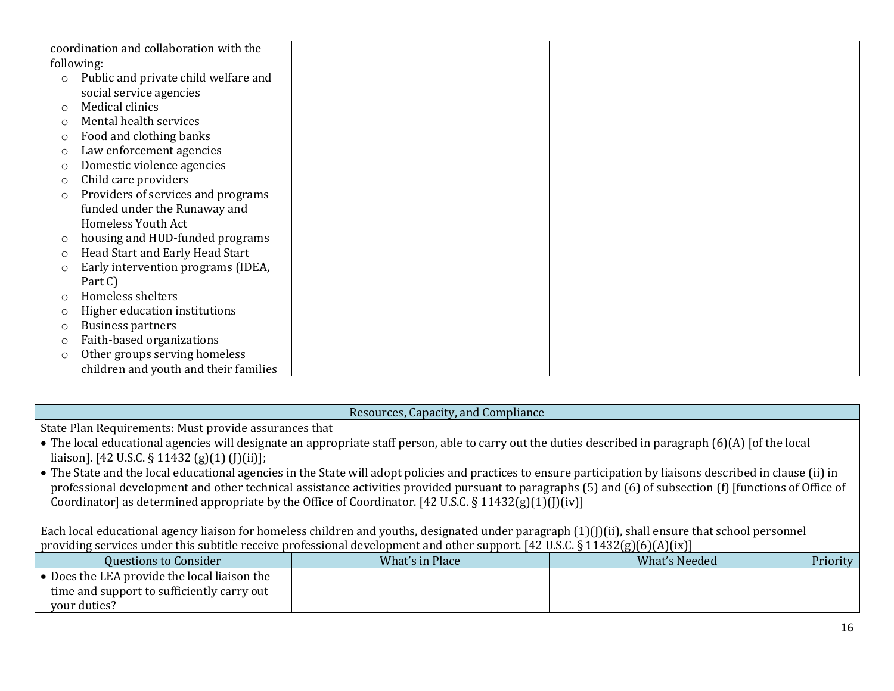| coordination and collaboration with the following:<br>○ Public and private child welfare and social service agencies<br>○ Medical clinics<br>○ Mental health services<br>○ Food and clothing banks<br>○ Law enforcement agencies<br>○ Domestic violence agencies<br>○ Child care providers<br>○ Providers of services and programs funded under the Runaway and Homeless Youth Act<br>○ housing and HUD-funded programs<br>○ Head Start and Early Head Start<br>○ Early intervention programs (IDEA, Part C)<br>○ Homeless shelters<br>○ Higher education institutions<br>○ Business partners<br>○ Faith-based organizations<br>○ Other groups serving homeless children and youth and their families | | | |
|---|---|---|---|

| Resources, Capacity, and Compliance | | | |
|---|---|---|---|
| State Plan Requirements: Must provide assurances that<br>• The local educational agencies will designate an appropriate staff person, able to carry out the duties described in paragraph (6)(A) [of the local liaison]. [42 U.S.C. § 11432 (g)(1) (J)(ii)];<br>• The State and the local educational agencies in the State will adopt policies and practices to ensure participation by liaisons described in clause (ii) in professional development and other technical assistance activities provided pursuant to paragraphs (5) and (6) of subsection (f) [functions of Office of Coordinator] as determined appropriate by the Office of Coordinator. [42 U.S.C. § 11432(g)(1)(J)(iv)]<br><br>Each local educational agency liaison for homeless children and youths, designated under paragraph (1)(J)(ii), shall ensure that school personnel providing services under this subtitle receive professional development and other support. [42 U.S.C. § 11432(g)(6)(A)(ix)] | | | |
| Questions to Consider | What's in Place | What's Needed | Priority |
| • Does the LEA provide the local liaison the time and support to sufficiently carry out your duties? | | | |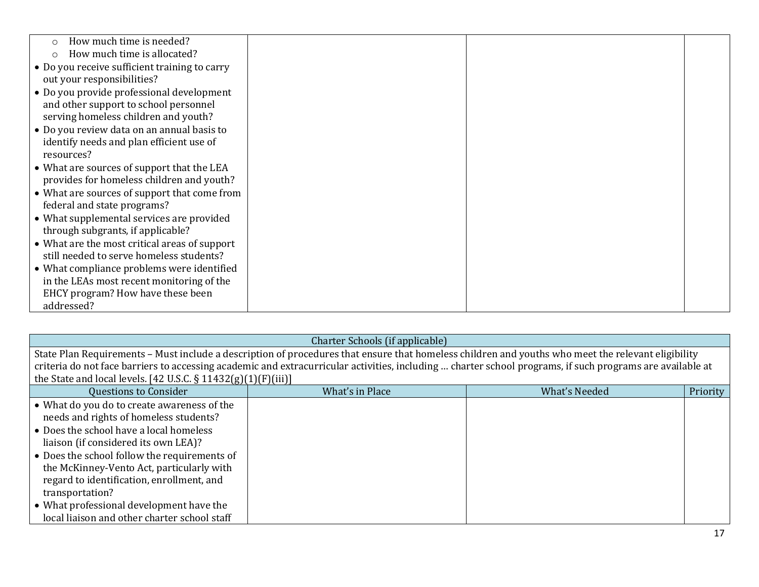| | | | |
|---|---|---|---|
| ○ How much time is needed?<br>○ How much time is allocated?<br>• Do you receive sufficient training to carry out your responsibilities?<br>• Do you provide professional development and other support to school personnel serving homeless children and youth?<br>• Do you review data on an annual basis to identify needs and plan efficient use of resources?<br>• What are sources of support that the LEA provides for homeless children and youth?<br>• What are sources of support that come from federal and state programs?<br>• What supplemental services are provided through subgrants, if applicable?<br>• What are the most critical areas of support still needed to serve homeless students?<br>• What compliance problems were identified in the LEAs most recent monitoring of the EHCY program? How have these been addressed? | | | |

| Charter Schools (if applicable) | | | |
|---|---|---|---|
| State Plan Requirements – Must include a description of procedures that ensure that homeless children and youths who meet the relevant eligibility criteria do not face barriers to accessing academic and extracurricular activities, including … charter school programs, if such programs are available at the State and local levels. [42 U.S.C. § 11432(g)(1)(F)(iii)] | | | |
| Questions to Consider | What's in Place | What's Needed | Priority |
| • What do you do to create awareness of the needs and rights of homeless students?<br>• Does the school have a local homeless liaison (if considered its own LEA)?<br>• Does the school follow the requirements of the McKinney-Vento Act, particularly with regard to identification, enrollment, and transportation?<br>• What professional development have the local liaison and other charter school staff | | | |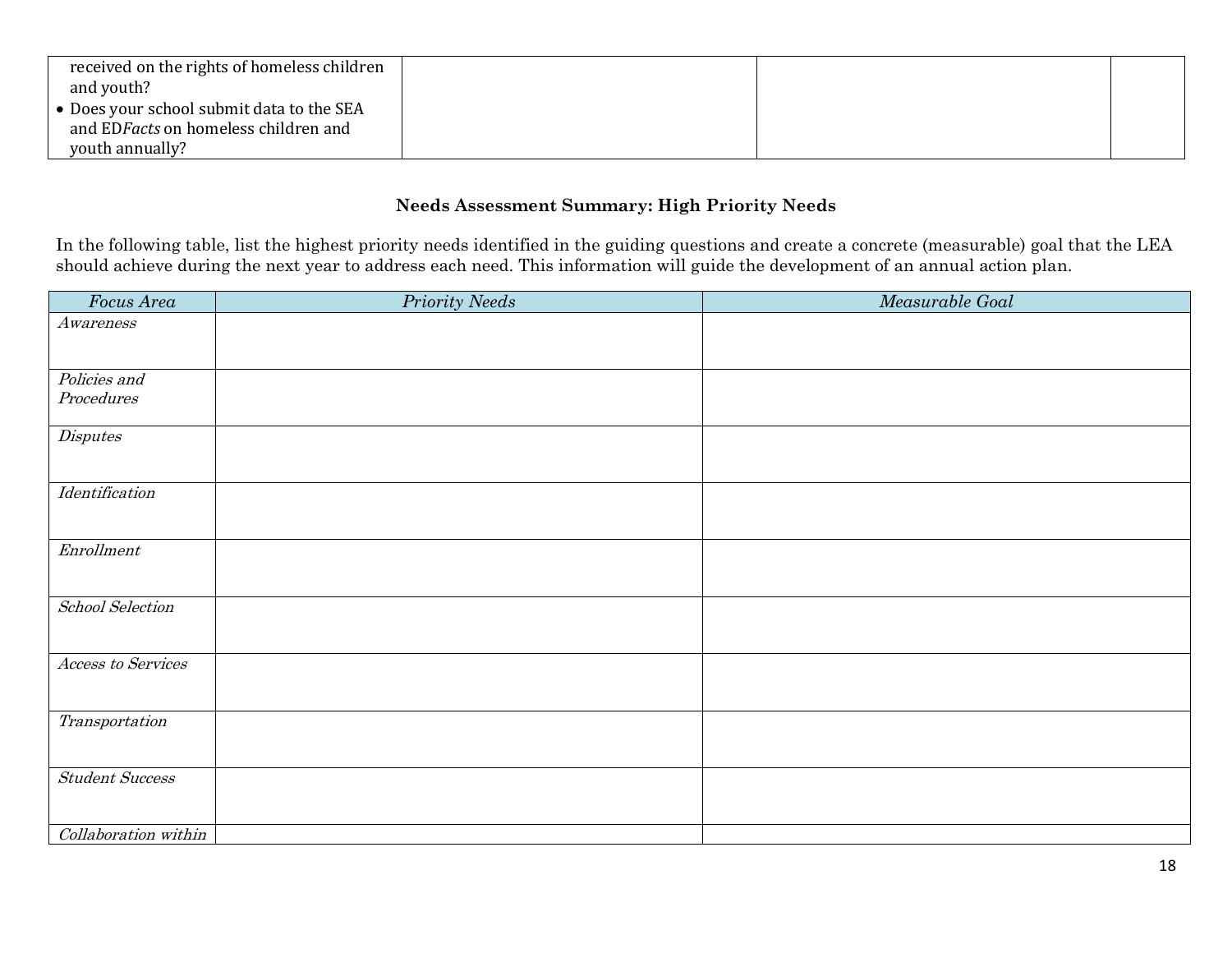| | | | |
|---|---|---|---|
| received on the rights of homeless children and youth?<br>• Does your school submit data to the SEA and ED*Facts* on homeless children and youth annually? | | | |

**Needs Assessment Summary: High Priority Needs**

In the following table, list the highest priority needs identified in the guiding questions and create a concrete (measurable) goal that the LEA should achieve during the next year to address each need. This information will guide the development of an annual action plan.

| *Focus Area* | *Priority Needs* | *Measurable Goal* |
|---|---|---|
| *Awareness* | | |
| *Policies and Procedures* | | |
| *Disputes* | | |
| *Identification* | | |
| *Enrollment* | | |
| *School Selection* | | |
| *Access to Services* | | |
| *Transportation* | | |
| *Student Success* | | |
| *Collaboration within* | | |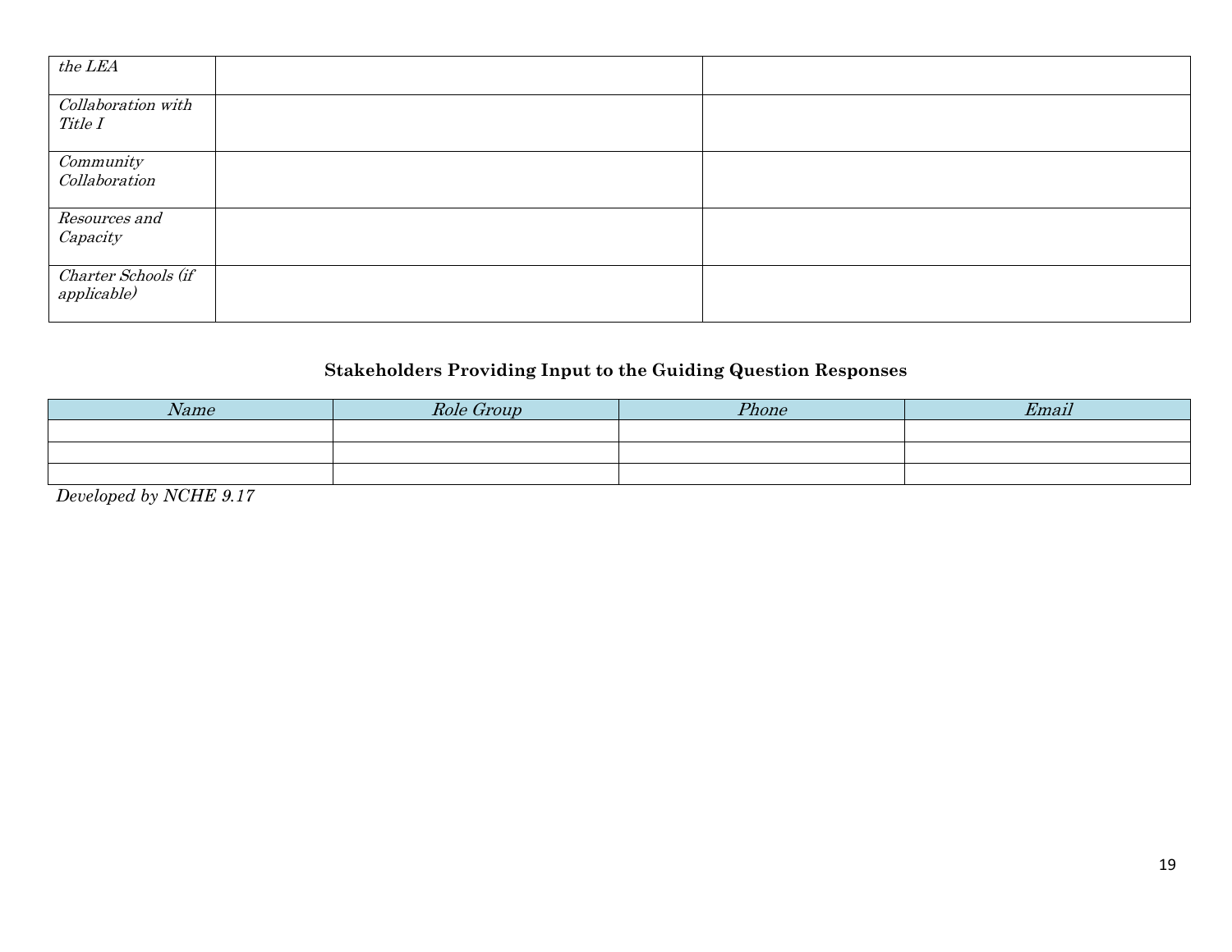| | | |
|---|---|---|
| *the LEA* | | |
| *Collaboration with Title I* | | |
| *Community Collaboration* | | |
| *Resources and Capacity* | | |
| *Charter Schools (if applicable)* | | |

**Stakeholders Providing Input to the Guiding Question Responses**

| *Name* | *Role Group* | *Phone* | *Email* |
|---|---|---|---|
| | | | |
| | | | |
| | | | |

*Developed by NCHE 9.17*